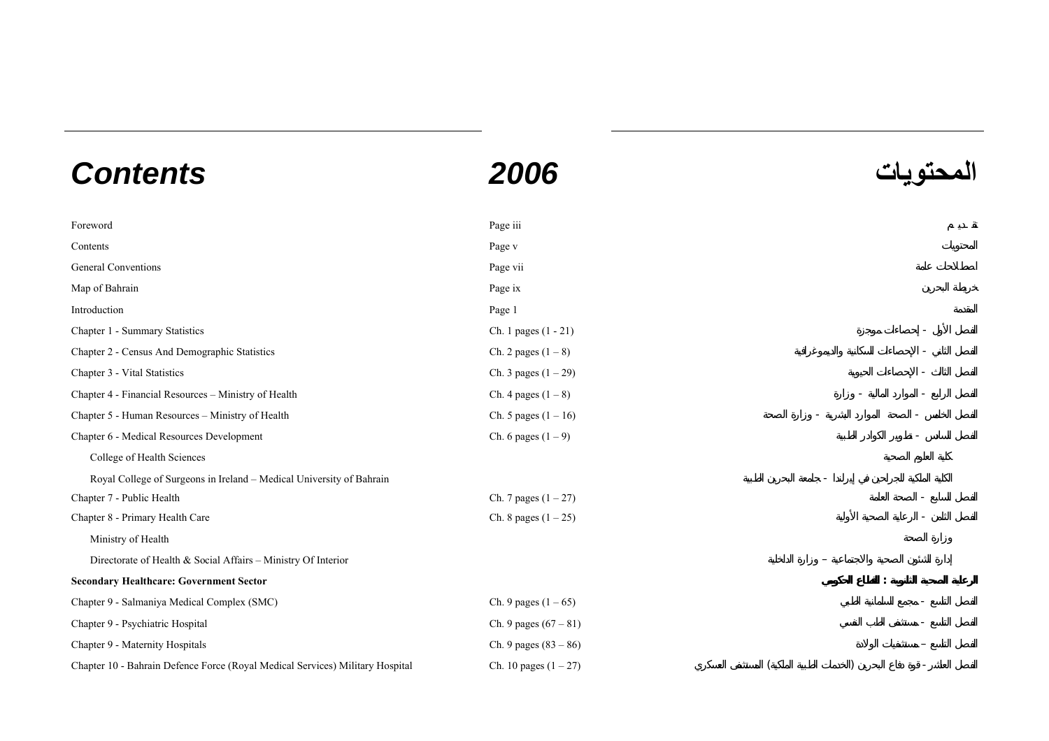# Contents 2006 المحتويات

| Contents | 2006 | المحتويات |
|---|---|---|
| Foreword | Page iii | تقديم |
| Contents | Page v | المحتويات |
| General Conventions | Page vii | اصطلاحات عامة |
| Map of Bahrain | Page ix | خريطة البحرين |
| Introduction | Page 1 | المقدمة |
| Chapter 1 - Summary Statistics | Ch. 1 pages (1 - 21) | الفصل الأول - إحصاءات موجزة |
| Chapter 2 - Census And Demographic Statistics | Ch. 2 pages (1 – 8) | الفصل الثاني - الإحصاءات السكانية والديموغرافية |
| Chapter 3 - Vital Statistics | Ch. 3 pages (1 – 29) | الفصل الثالث - الإحصاءات الحيوية |
| Chapter 4 - Financial Resources – Ministry of Health | Ch. 4 pages (1 – 8) | الفصل الرابع - الموارد المالية - وزارة |
| Chapter 5 - Human Resources – Ministry of Health | Ch. 5 pages (1 – 16) | الفصل الخامس - الصحة الموارد البشرية - وزارة الصحة |
| Chapter 6 - Medical Resources Development | Ch. 6 pages (1 – 9) | الفصل السادس - تطوير الكوادر الطبية |
| College of Health Sciences | | كلية العلوم الصحية |
| Royal College of Surgeons in Ireland – Medical University of Bahrain | | الكلية الملكية للجراحين في إيرلندا - جامعة البحرين الطبية |
| Chapter 7 - Public Health | Ch. 7 pages (1 – 27) | الفصل السابع - الصحة العامة |
| Chapter 8 - Primary Health Care | Ch. 8 pages (1 – 25) | الفصل الثامن - الرعاية الصحية الأولية |
| Ministry of Health | | وزارة الصحة |
| Directorate of Health & Social Affairs – Ministry Of Interior | | إدارة الشئون الصحية والاجتماعية – وزارة الداخلية |
| **Secondary Healthcare: Government Sector** | | **الرعاية الصحية الثانوية : القطاع الحكومي** |
| Chapter 9 - Salmaniya Medical Complex (SMC) | Ch. 9 pages (1 – 65) | الفصل التاسع - مجمع السلمانية الطبي |
| Chapter 9 - Psychiatric Hospital | Ch. 9 pages (67 – 81) | الفصل التاسع - مستشفى الطب النفسي |
| Chapter 9 - Maternity Hospitals | Ch. 9 pages (83 – 86) | الفصل التاسع – مستشفيات الولادة |
| Chapter 10 - Bahrain Defence Force (Royal Medical Services) Military Hospital | Ch. 10 pages (1 – 27) | الفصل العاشر - قوة دفاع البحرين (الخدمات الطبية الملكية) المستشفى العسكري |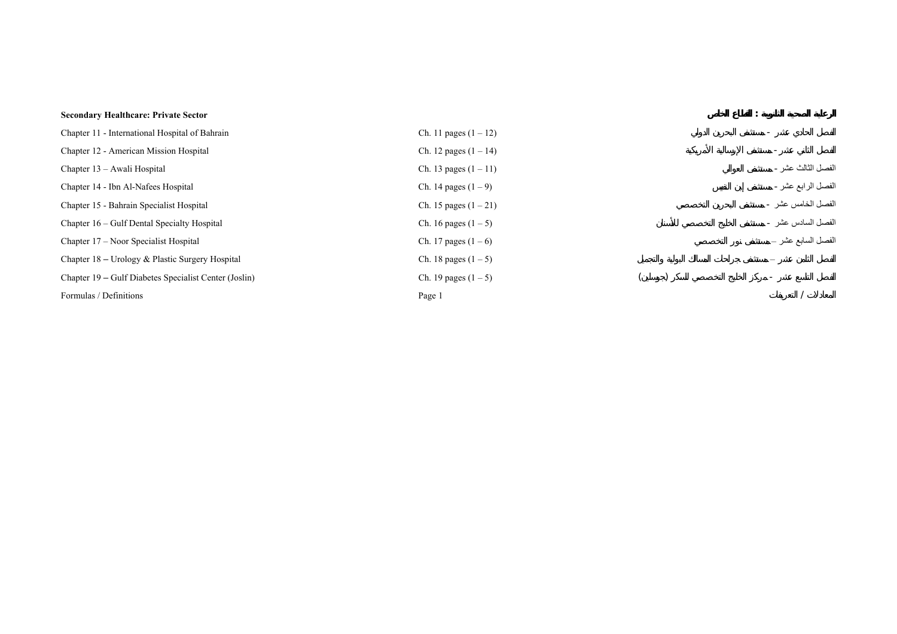| Secondary Healthcare: Private Sector | | الرعاية الصحية الثانوية : القطاع الخاص |
|---|---|---|
| Chapter 11 - International Hospital of Bahrain | Ch. 11 pages (1 – 12) | الفصل الحادي عشر - مستشفى البحرين الدولي |
| Chapter 12 - American Mission Hospital | Ch. 12 pages (1 – 14) | الفصل الثاني عشر - مستشفى الإرسالية الأمريكية |
| Chapter 13 – Awali Hospital | Ch. 13 pages (1 – 11) | الفصل الثالث عشر - مستشفى العوالي |
| Chapter 14 - Ibn Al-Nafees Hospital | Ch. 14 pages (1 – 9) | الفصل الرابع عشر - مستشفى إبن النفيس |
| Chapter 15 - Bahrain Specialist Hospital | Ch. 15 pages (1 – 21) | الفصل الخامس عشر - مستشفى البحرين التخصصي |
| Chapter 16 – Gulf Dental Specialty Hospital | Ch. 16 pages (1 – 5) | الفصل السادس عشر - مستشفى الخليج التخصصي للأسنان |
| Chapter 17 – Noor Specialist Hospital | Ch. 17 pages (1 – 6) | الفصل السابع عشر – مستشفى نور التخصصي |
| Chapter 18 – Urology & Plastic Surgery Hospital | Ch. 18 pages (1 – 5) | الفصل الثامن عشر – مستشفى جراحات المسالك البولية والتجميل |
| Chapter 19 – Gulf Diabetes Specialist Center (Joslin) | Ch. 19 pages (1 – 5) | الفصل التاسع عشر - مركز الخليج التخصصي للسكر (جوسلين) |
| Formulas / Definitions | Page 1 | المعادلات / التعريفات |